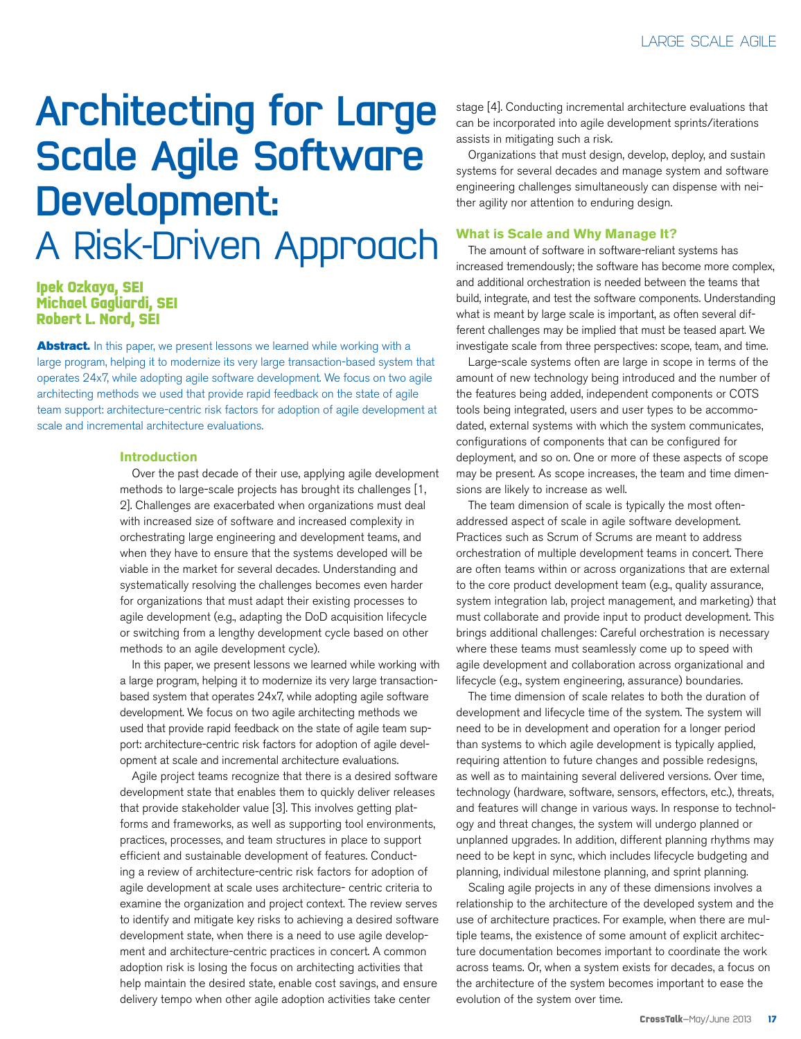# Architecting for Large Scale Agile Software Development: A Risk-Driven Approach

**Ipek Ozkaya, SEI**
**Michael Gagliardi, SEI**
**Robert L. Nord, SEI**

**Abstract.** In this paper, we present lessons we learned while working with a large program, helping it to modernize its very large transaction-based system that operates 24x7, while adopting agile software development. We focus on two agile architecting methods we used that provide rapid feedback on the state of agile team support: architecture-centric risk factors for adoption of agile development at scale and incremental architecture evaluations.

## Introduction

Over the past decade of their use, applying agile development methods to large-scale projects has brought its challenges [1, 2]. Challenges are exacerbated when organizations must deal with increased size of software and increased complexity in orchestrating large engineering and development teams, and when they have to ensure that the systems developed will be viable in the market for several decades. Understanding and systematically resolving the challenges becomes even harder for organizations that must adapt their existing processes to agile development (e.g., adapting the DoD acquisition lifecycle or switching from a lengthy development cycle based on other methods to an agile development cycle).

In this paper, we present lessons we learned while working with a large program, helping it to modernize its very large transaction-based system that operates 24x7, while adopting agile software development. We focus on two agile architecting methods we used that provide rapid feedback on the state of agile team support: architecture-centric risk factors for adoption of agile development at scale and incremental architecture evaluations.

Agile project teams recognize that there is a desired software development state that enables them to quickly deliver releases that provide stakeholder value [3]. This involves getting platforms and frameworks, as well as supporting tool environments, practices, processes, and team structures in place to support efficient and sustainable development of features. Conducting a review of architecture-centric risk factors for adoption of agile development at scale uses architecture- centric criteria to examine the organization and project context. The review serves to identify and mitigate key risks to achieving a desired software development state, when there is a need to use agile development and architecture-centric practices in concert. A common adoption risk is losing the focus on architecting activities that help maintain the desired state, enable cost savings, and ensure delivery tempo when other agile adoption activities take center stage [4]. Conducting incremental architecture evaluations that can be incorporated into agile development sprints/iterations assists in mitigating such a risk.

Organizations that must design, develop, deploy, and sustain systems for several decades and manage system and software engineering challenges simultaneously can dispense with neither agility nor attention to enduring design.

## What is Scale and Why Manage It?

The amount of software in software-reliant systems has increased tremendously; the software has become more complex, and additional orchestration is needed between the teams that build, integrate, and test the software components. Understanding what is meant by large scale is important, as often several different challenges may be implied that must be teased apart. We investigate scale from three perspectives: scope, team, and time.

Large-scale systems often are large in scope in terms of the amount of new technology being introduced and the number of the features being added, independent components or COTS tools being integrated, users and user types to be accommodated, external systems with which the system communicates, configurations of components that can be configured for deployment, and so on. One or more of these aspects of scope may be present. As scope increases, the team and time dimensions are likely to increase as well.

The team dimension of scale is typically the most often-addressed aspect of scale in agile software development. Practices such as Scrum of Scrums are meant to address orchestration of multiple development teams in concert. There are often teams within or across organizations that are external to the core product development team (e.g., quality assurance, system integration lab, project management, and marketing) that must collaborate and provide input to product development. This brings additional challenges: Careful orchestration is necessary where these teams must seamlessly come up to speed with agile development and collaboration across organizational and lifecycle (e.g., system engineering, assurance) boundaries.

The time dimension of scale relates to both the duration of development and lifecycle time of the system. The system will need to be in development and operation for a longer period than systems to which agile development is typically applied, requiring attention to future changes and possible redesigns, as well as to maintaining several delivered versions. Over time, technology (hardware, software, sensors, effectors, etc.), threats, and features will change in various ways. In response to technology and threat changes, the system will undergo planned or unplanned upgrades. In addition, different planning rhythms may need to be kept in sync, which includes lifecycle budgeting and planning, individual milestone planning, and sprint planning.

Scaling agile projects in any of these dimensions involves a relationship to the architecture of the developed system and the use of architecture practices. For example, when there are multiple teams, the existence of some amount of explicit architecture documentation becomes important to coordinate the work across teams. Or, when a system exists for decades, a focus on the architecture of the system becomes important to ease the evolution of the system over time.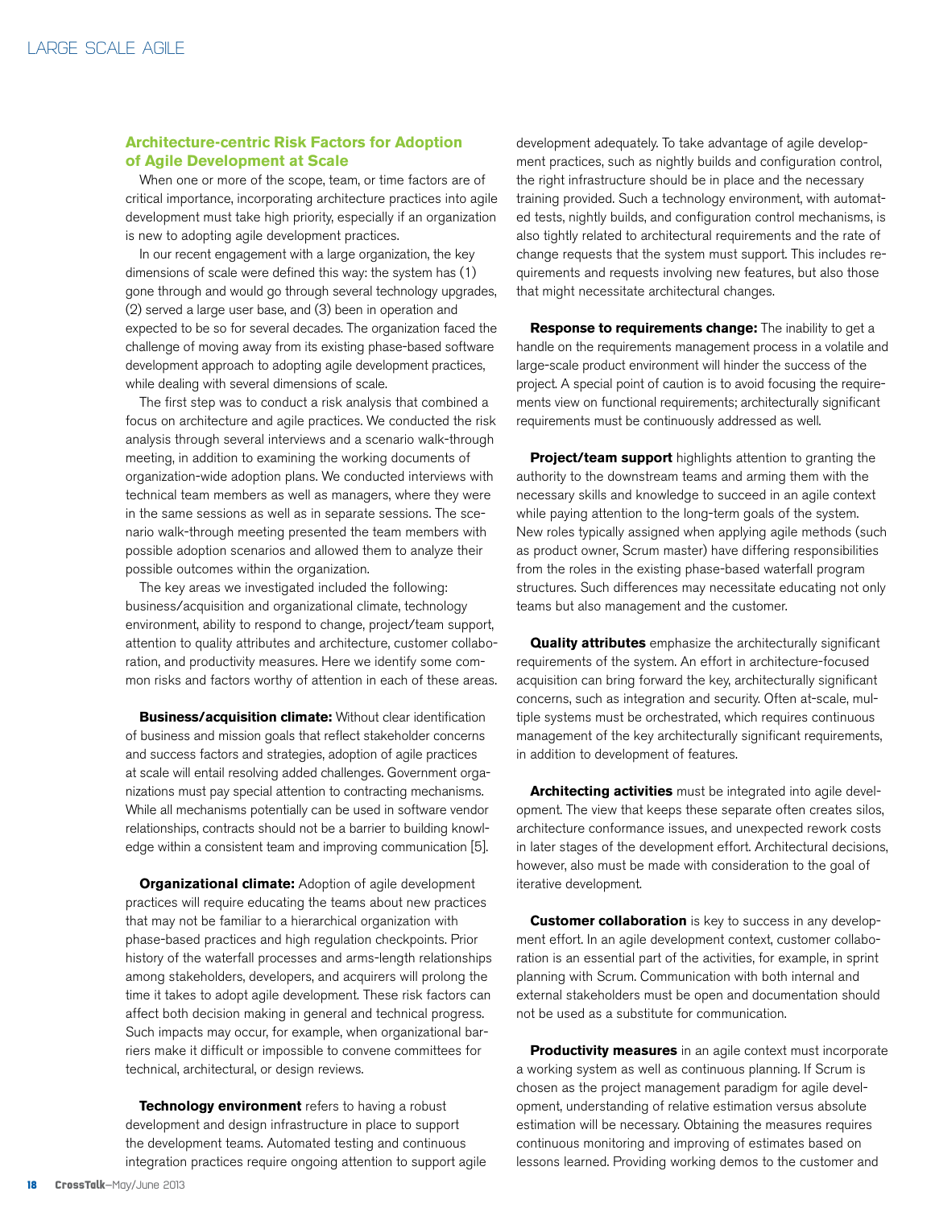### Architecture-centric Risk Factors for Adoption of Agile Development at Scale

When one or more of the scope, team, or time factors are of critical importance, incorporating architecture practices into agile development must take high priority, especially if an organization is new to adopting agile development practices.

In our recent engagement with a large organization, the key dimensions of scale were defined this way: the system has (1) gone through and would go through several technology upgrades, (2) served a large user base, and (3) been in operation and expected to be so for several decades. The organization faced the challenge of moving away from its existing phase-based software development approach to adopting agile development practices, while dealing with several dimensions of scale.

The first step was to conduct a risk analysis that combined a focus on architecture and agile practices. We conducted the risk analysis through several interviews and a scenario walk-through meeting, in addition to examining the working documents of organization-wide adoption plans. We conducted interviews with technical team members as well as managers, where they were in the same sessions as well as in separate sessions. The scenario walk-through meeting presented the team members with possible adoption scenarios and allowed them to analyze their possible outcomes within the organization.

The key areas we investigated included the following: business/acquisition and organizational climate, technology environment, ability to respond to change, project/team support, attention to quality attributes and architecture, customer collaboration, and productivity measures. Here we identify some common risks and factors worthy of attention in each of these areas.

**Business/acquisition climate:** Without clear identification of business and mission goals that reflect stakeholder concerns and success factors and strategies, adoption of agile practices at scale will entail resolving added challenges. Government organizations must pay special attention to contracting mechanisms. While all mechanisms potentially can be used in software vendor relationships, contracts should not be a barrier to building knowledge within a consistent team and improving communication [5].

**Organizational climate:** Adoption of agile development practices will require educating the teams about new practices that may not be familiar to a hierarchical organization with phase-based practices and high regulation checkpoints. Prior history of the waterfall processes and arms-length relationships among stakeholders, developers, and acquirers will prolong the time it takes to adopt agile development. These risk factors can affect both decision making in general and technical progress. Such impacts may occur, for example, when organizational barriers make it difficult or impossible to convene committees for technical, architectural, or design reviews.

**Technology environment** refers to having a robust development and design infrastructure in place to support the development teams. Automated testing and continuous integration practices require ongoing attention to support agile development adequately. To take advantage of agile development practices, such as nightly builds and configuration control, the right infrastructure should be in place and the necessary training provided. Such a technology environment, with automated tests, nightly builds, and configuration control mechanisms, is also tightly related to architectural requirements and the rate of change requests that the system must support. This includes requirements and requests involving new features, but also those that might necessitate architectural changes.

**Response to requirements change:** The inability to get a handle on the requirements management process in a volatile and large-scale product environment will hinder the success of the project. A special point of caution is to avoid focusing the requirements view on functional requirements; architecturally significant requirements must be continuously addressed as well.

**Project/team support** highlights attention to granting the authority to the downstream teams and arming them with the necessary skills and knowledge to succeed in an agile context while paying attention to the long-term goals of the system. New roles typically assigned when applying agile methods (such as product owner, Scrum master) have differing responsibilities from the roles in the existing phase-based waterfall program structures. Such differences may necessitate educating not only teams but also management and the customer.

**Quality attributes** emphasize the architecturally significant requirements of the system. An effort in architecture-focused acquisition can bring forward the key, architecturally significant concerns, such as integration and security. Often at-scale, multiple systems must be orchestrated, which requires continuous management of the key architecturally significant requirements, in addition to development of features.

**Architecting activities** must be integrated into agile development. The view that keeps these separate often creates silos, architecture conformance issues, and unexpected rework costs in later stages of the development effort. Architectural decisions, however, also must be made with consideration to the goal of iterative development.

**Customer collaboration** is key to success in any development effort. In an agile development context, customer collaboration is an essential part of the activities, for example, in sprint planning with Scrum. Communication with both internal and external stakeholders must be open and documentation should not be used as a substitute for communication.

**Productivity measures** in an agile context must incorporate a working system as well as continuous planning. If Scrum is chosen as the project management paradigm for agile development, understanding of relative estimation versus absolute estimation will be necessary. Obtaining the measures requires continuous monitoring and improving of estimates based on lessons learned. Providing working demos to the customer and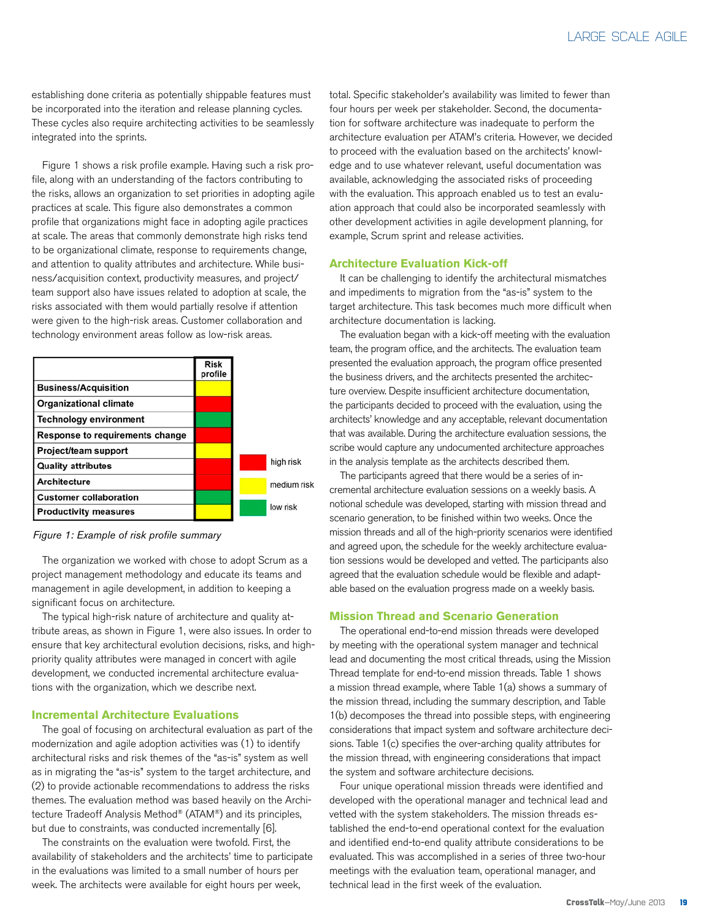establishing done criteria as potentially shippable features must be incorporated into the iteration and release planning cycles. These cycles also require architecting activities to be seamlessly integrated into the sprints.

Figure 1 shows a risk profile example. Having such a risk profile, along with an understanding of the factors contributing to the risks, allows an organization to set priorities in adopting agile practices at scale. This figure also demonstrates a common profile that organizations might face in adopting agile practices at scale. The areas that commonly demonstrate high risks tend to be organizational climate, response to requirements change, and attention to quality attributes and architecture. While business/acquisition context, productivity measures, and project/team support also have issues related to adoption at scale, the risks associated with them would partially resolve if attention were given to the high-risk areas. Customer collaboration and technology environment areas follow as low-risk areas.

| | Risk profile |
|---|---|
| **Business/Acquisition** | medium risk (yellow) |
| **Organizational climate** | high risk (red) |
| **Technology environment** | low risk (green) |
| **Response to requirements change** | high risk (red) |
| **Project/team support** | medium risk (yellow) |
| **Quality attributes** | high risk (red) |
| **Architecture** | high risk (red) |
| **Customer collaboration** | low risk (green) |
| **Productivity measures** | medium risk (yellow) |

Legend: red = high risk; yellow = medium risk; green = low risk

*Figure 1: Example of risk profile summary*

The organization we worked with chose to adopt Scrum as a project management methodology and educate its teams and management in agile development, in addition to keeping a significant focus on architecture.

The typical high-risk nature of architecture and quality attribute areas, as shown in Figure 1, were also issues. In order to ensure that key architectural evolution decisions, risks, and high-priority quality attributes were managed in concert with agile development, we conducted incremental architecture evaluations with the organization, which we describe next.

## Incremental Architecture Evaluations

The goal of focusing on architectural evaluation as part of the modernization and agile adoption activities was (1) to identify architectural risks and risk themes of the "as-is" system as well as in migrating the "as-is" system to the target architecture, and (2) to provide actionable recommendations to address the risks themes. The evaluation method was based heavily on the Architecture Tradeoff Analysis Method® (ATAM®) and its principles, but due to constraints, was conducted incrementally [6].

The constraints on the evaluation were twofold. First, the availability of stakeholders and the architects' time to participate in the evaluations was limited to a small number of hours per week. The architects were available for eight hours per week, total. Specific stakeholder's availability was limited to fewer than four hours per week per stakeholder. Second, the documentation for software architecture was inadequate to perform the architecture evaluation per ATAM's criteria. However, we decided to proceed with the evaluation based on the architects' knowledge and to use whatever relevant, useful documentation was available, acknowledging the associated risks of proceeding with the evaluation. This approach enabled us to test an evaluation approach that could also be incorporated seamlessly with other development activities in agile development planning, for example, Scrum sprint and release activities.

## Architecture Evaluation Kick-off

It can be challenging to identify the architectural mismatches and impediments to migration from the "as-is" system to the target architecture. This task becomes much more difficult when architecture documentation is lacking.

The evaluation began with a kick-off meeting with the evaluation team, the program office, and the architects. The evaluation team presented the evaluation approach, the program office presented the business drivers, and the architects presented the architecture overview. Despite insufficient architecture documentation, the participants decided to proceed with the evaluation, using the architects' knowledge and any acceptable, relevant documentation that was available. During the architecture evaluation sessions, the scribe would capture any undocumented architecture approaches in the analysis template as the architects described them.

The participants agreed that there would be a series of incremental architecture evaluation sessions on a weekly basis. A notional schedule was developed, starting with mission thread and scenario generation, to be finished within two weeks. Once the mission threads and all of the high-priority scenarios were identified and agreed upon, the schedule for the weekly architecture evaluation sessions would be developed and vetted. The participants also agreed that the evaluation schedule would be flexible and adaptable based on the evaluation progress made on a weekly basis.

## Mission Thread and Scenario Generation

The operational end-to-end mission threads were developed by meeting with the operational system manager and technical lead and documenting the most critical threads, using the Mission Thread template for end-to-end mission threads. Table 1 shows a mission thread example, where Table 1(a) shows a summary of the mission thread, including the summary description, and Table 1(b) decomposes the thread into possible steps, with engineering considerations that impact system and software architecture decisions. Table 1(c) specifies the over-arching quality attributes for the mission thread, with engineering considerations that impact the system and software architecture decisions.

Four unique operational mission threads were identified and developed with the operational manager and technical lead and vetted with the system stakeholders. The mission threads established the end-to-end operational context for the evaluation and identified end-to-end quality attribute considerations to be evaluated. This was accomplished in a series of three two-hour meetings with the evaluation team, operational manager, and technical lead in the first week of the evaluation.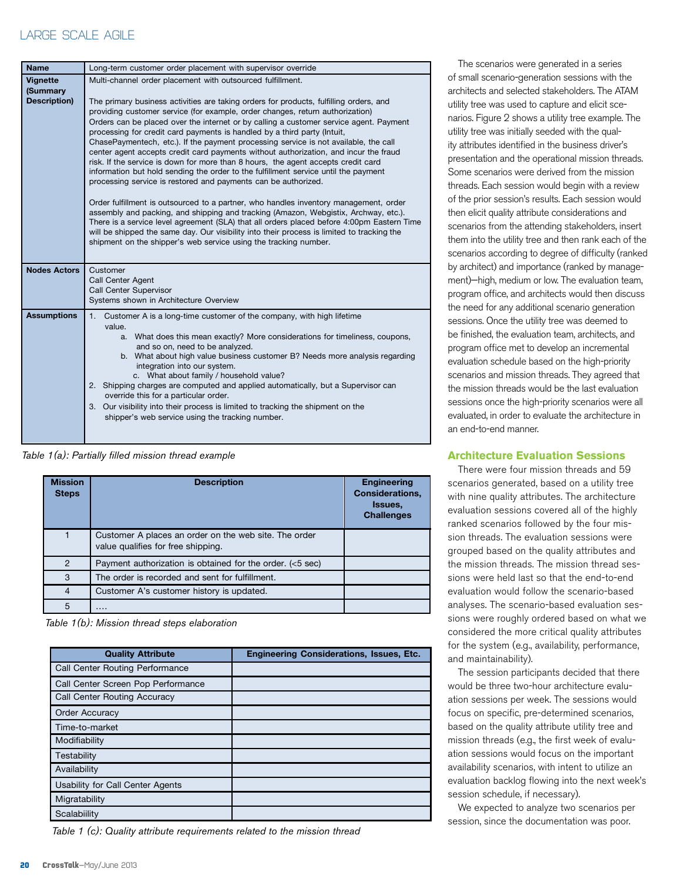| Name | Long-term customer order placement with supervisor override |
| --- | --- |
| Vignette (Summary Description) | Multi-channel order placement with outsourced fulfillment.<br><br>The primary business activities are taking orders for products, fulfilling orders, and providing customer service (for example, order changes, return authorization) Orders can be placed over the internet or by calling a customer service agent. Payment processing for credit card payments is handled by a third party (Intuit, ChasePaymentech, etc.). If the payment processing service is not available, the call center agent accepts credit card payments without authorization, and incur the fraud risk. If the service is down for more than 8 hours, the agent accepts credit card information but hold sending the order to the fulfillment service until the payment processing service is restored and payments can be authorized.<br><br>Order fulfillment is outsourced to a partner, who handles inventory management, order assembly and packing, and shipping and tracking (Amazon, Webgistix, Archway, etc.). There is a service level agreement (SLA) that all orders placed before 4:00pm Eastern Time will be shipped the same day. Our visibility into their process is limited to tracking the shipment on the shipper's web service using the tracking number. |
| Nodes Actors | Customer<br>Call Center Agent<br>Call Center Supervisor<br>Systems shown in Architecture Overview |
| Assumptions | 1. Customer A is a long-time customer of the company, with high lifetime value.<br>a. What does this mean exactly? More considerations for timeliness, coupons, and so on, need to be analyzed.<br>b. What about high value business customer B? Needs more analysis regarding integration into our system.<br>c. What about family / household value?<br>2. Shipping charges are computed and applied automatically, but a Supervisor can override this for a particular order.<br>3. Our visibility into their process is limited to tracking the shipment on the shipper's web service using the tracking number. |

*Table 1(a): Partially filled mission thread example*

| Mission Steps | Description | Engineering Considerations, Issues, Challenges |
| --- | --- | --- |
| 1 | Customer A places an order on the web site. The order value qualifies for free shipping. | |
| 2 | Payment authorization is obtained for the order. (<5 sec) | |
| 3 | The order is recorded and sent for fulfillment. | |
| 4 | Customer A's customer history is updated. | |
| 5 | …. | |

*Table 1(b): Mission thread steps elaboration*

| Quality Attribute | Engineering Considerations, Issues, Etc. |
| --- | --- |
| Call Center Routing Performance | |
| Call Center Screen Pop Performance | |
| Call Center Routing Accuracy | |
| Order Accuracy | |
| Time-to-market | |
| Modifiability | |
| Testability | |
| Availability | |
| Usability for Call Center Agents | |
| Migratability | |
| Scalabiility | |

*Table 1 (c): Quality attribute requirements related to the mission thread*

The scenarios were generated in a series of small scenario-generation sessions with the architects and selected stakeholders. The ATAM utility tree was used to capture and elicit scenarios. Figure 2 shows a utility tree example. The utility tree was initially seeded with the quality attributes identified in the business driver's presentation and the operational mission threads. Some scenarios were derived from the mission threads. Each session would begin with a review of the prior session's results. Each session would then elicit quality attribute considerations and scenarios from the attending stakeholders, insert them into the utility tree and then rank each of the scenarios according to degree of difficulty (ranked by architect) and importance (ranked by management)—high, medium or low. The evaluation team, program office, and architects would then discuss the need for any additional scenario generation sessions. Once the utility tree was deemed to be finished, the evaluation team, architects, and program office met to develop an incremental evaluation schedule based on the high-priority scenarios and mission threads. They agreed that the mission threads would be the last evaluation sessions once the high-priority scenarios were all evaluated, in order to evaluate the architecture in an end-to-end manner.

## Architecture Evaluation Sessions

There were four mission threads and 59 scenarios generated, based on a utility tree with nine quality attributes. The architecture evaluation sessions covered all of the highly ranked scenarios followed by the four mission threads. The evaluation sessions were grouped based on the quality attributes and the mission threads. The mission thread sessions were held last so that the end-to-end evaluation would follow the scenario-based analyses. The scenario-based evaluation sessions were roughly ordered based on what we considered the more critical quality attributes for the system (e.g., availability, performance, and maintainability).

The session participants decided that there would be three two-hour architecture evaluation sessions per week. The sessions would focus on specific, pre-determined scenarios, based on the quality attribute utility tree and mission threads (e.g., the first week of evaluation sessions would focus on the important availability scenarios, with intent to utilize an evaluation backlog flowing into the next week's session schedule, if necessary).

We expected to analyze two scenarios per session, since the documentation was poor.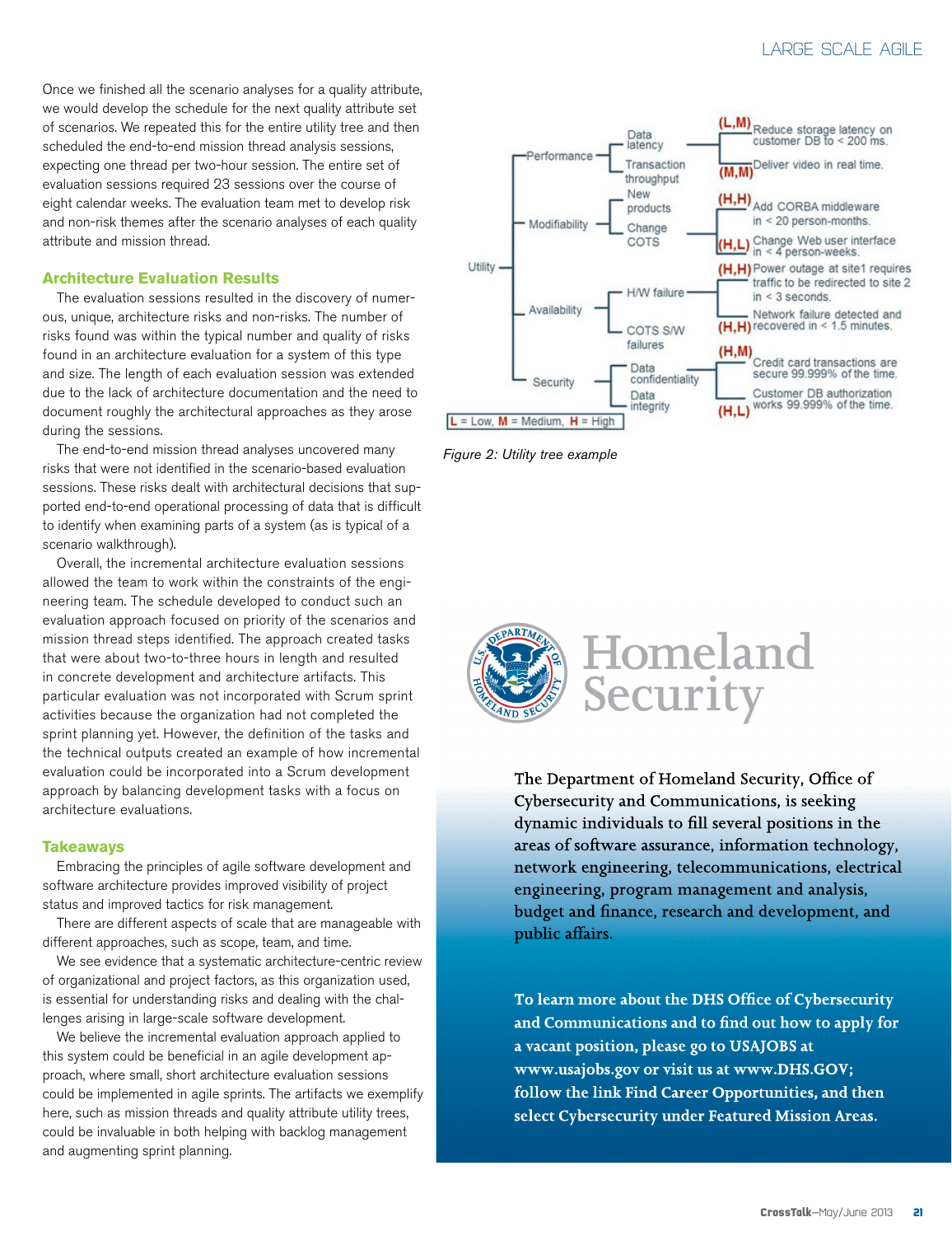Once we finished all the scenario analyses for a quality attribute, we would develop the schedule for the next quality attribute set of scenarios. We repeated this for the entire utility tree and then scheduled the end-to-end mission thread analysis sessions, expecting one thread per two-hour session. The entire set of evaluation sessions required 23 sessions over the course of eight calendar weeks. The evaluation team met to develop risk and non-risk themes after the scenario analyses of each quality attribute and mission thread.

### Architecture Evaluation Results

The evaluation sessions resulted in the discovery of numerous, unique, architecture risks and non-risks. The number of risks found was within the typical number and quality of risks found in an architecture evaluation for a system of this type and size. The length of each evaluation session was extended due to the lack of architecture documentation and the need to document roughly the architectural approaches as they arose during the sessions.

The end-to-end mission thread analyses uncovered many risks that were not identified in the scenario-based evaluation sessions. These risks dealt with architectural decisions that supported end-to-end operational processing of data that is difficult to identify when examining parts of a system (as is typical of a scenario walkthrough).

Overall, the incremental architecture evaluation sessions allowed the team to work within the constraints of the engineering team. The schedule developed to conduct such an evaluation approach focused on priority of the scenarios and mission thread steps identified. The approach created tasks that were about two-to-three hours in length and resulted in concrete development and architecture artifacts. This particular evaluation was not incorporated with Scrum sprint activities because the organization had not completed the sprint planning yet. However, the definition of the tasks and the technical outputs created an example of how incremental evaluation could be incorporated into a Scrum development approach by balancing development tasks with a focus on architecture evaluations.

### Takeaways

Embracing the principles of agile software development and software architecture provides improved visibility of project status and improved tactics for risk management.

There are different aspects of scale that are manageable with different approaches, such as scope, team, and time.

We see evidence that a systematic architecture-centric review of organizational and project factors, as this organization used, is essential for understanding risks and dealing with the challenges arising in large-scale software development.

We believe the incremental evaluation approach applied to this system could be beneficial in an agile development approach, where small, short architecture evaluation sessions could be implemented in agile sprints. The artifacts we exemplify here, such as mission threads and quality attribute utility trees, could be invaluable in both helping with backlog management and augmenting sprint planning.

- Utility
  - Performance
    - Data latency
      - (L,M) Reduce storage latency on customer DB to < 200 ms.
    - Transaction throughput
      - (M,M) Deliver video in real time.
  - Modifiability
    - New products
      - (H,H) Add CORBA middleware in < 20 person-months.
    - Change COTS
      - (H,L) Change Web user interface in < 4 person-weeks.
  - Availability
    - H/W failure
      - (H,H) Power outage at site1 requires traffic to be redirected to site 2 in < 3 seconds.
    - COTS S/W failures
      - (H,H) Network failure detected and recovered in < 1.5 minutes.
  - Security
    - Data confidentiality
      - (H,M) Credit card transactions are secure 99.999% of the time.
    - Data integrity
      - (H,L) Customer DB authorization works 99.999% of the time.

L = Low, M = Medium, H = High

*Figure 2: Utility tree example*

Homeland Security

The Department of Homeland Security, Office of Cybersecurity and Communications, is seeking dynamic individuals to fill several positions in the areas of software assurance, information technology, network engineering, telecommunications, electrical engineering, program management and analysis, budget and finance, research and development, and public affairs.

**To learn more about the DHS Office of Cybersecurity and Communications and to find out how to apply for a vacant position, please go to USAJOBS at www.usajobs.gov or visit us at www.DHS.GOV; follow the link Find Career Opportunities, and then select Cybersecurity under Featured Mission Areas.**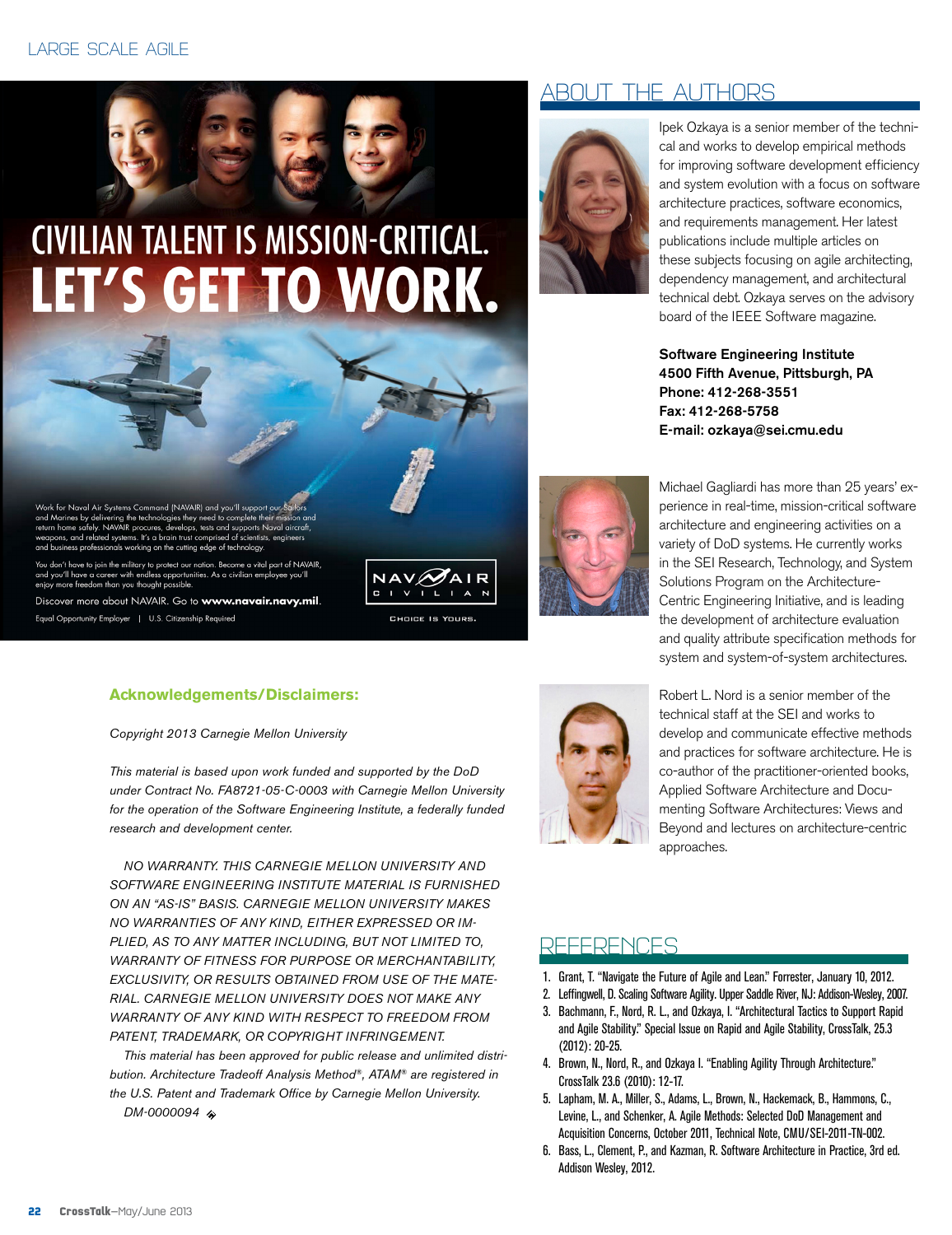## ABOUT THE AUTHORS

Ipek Ozkaya is a senior member of the technical and works to develop empirical methods for improving software development efficiency and system evolution with a focus on software architecture practices, software economics, and requirements management. Her latest publications include multiple articles on these subjects focusing on agile architecting, dependency management, and architectural technical debt. Ozkaya serves on the advisory board of the IEEE Software magazine.

**Software Engineering Institute**
**4500 Fifth Avenue, Pittsburgh, PA**
**Phone: 412-268-3551**
**Fax: 412-268-5758**
**E-mail: ozkaya@sei.cmu.edu**

Michael Gagliardi has more than 25 years' experience in real-time, mission-critical software architecture and engineering activities on a variety of DoD systems. He currently works in the SEI Research, Technology, and System Solutions Program on the Architecture-Centric Engineering Initiative, and is leading the development of architecture evaluation and quality attribute specification methods for system and system-of-system architectures.

Robert L. Nord is a senior member of the technical staff at the SEI and works to develop and communicate effective methods and practices for software architecture. He is co-author of the practitioner-oriented books, Applied Software Architecture and Documenting Software Architectures: Views and Beyond and lectures on architecture-centric approaches.

## REFERENCES

1. Grant, T. "Navigate the Future of Agile and Lean." Forrester, January 10, 2012.
2. Leffingwell, D. Scaling Software Agility. Upper Saddle River, NJ: Addison-Wesley, 2007.
3. Bachmann, F., Nord, R. L., and Ozkaya, I. "Architectural Tactics to Support Rapid and Agile Stability." Special Issue on Rapid and Agile Stability, CrossTalk, 25.3 (2012): 20-25.
4. Brown, N., Nord, R., and Ozkaya I. "Enabling Agility Through Architecture." CrossTalk 23.6 (2010): 12-17.
5. Lapham, M. A., Miller, S., Adams, L., Brown, N., Hackemack, B., Hammons, C., Levine, L., and Schenker, A. Agile Methods: Selected DoD Management and Acquisition Concerns, October 2011, Technical Note, CMU/SEI-2011-TN-002.
6. Bass, L., Clement, P., and Kazman, R. Software Architecture in Practice, 3rd ed. Addison Wesley, 2012.

**Acknowledgements/Disclaimers:**

*Copyright 2013 Carnegie Mellon University*

*This material is based upon work funded and supported by the DoD under Contract No. FA8721-05-C-0003 with Carnegie Mellon University for the operation of the Software Engineering Institute, a federally funded research and development center.*

*NO WARRANTY. THIS CARNEGIE MELLON UNIVERSITY AND SOFTWARE ENGINEERING INSTITUTE MATERIAL IS FURNISHED ON AN "AS-IS" BASIS. CARNEGIE MELLON UNIVERSITY MAKES NO WARRANTIES OF ANY KIND, EITHER EXPRESSED OR IMPLIED, AS TO ANY MATTER INCLUDING, BUT NOT LIMITED TO, WARRANTY OF FITNESS FOR PURPOSE OR MERCHANTABILITY, EXCLUSIVITY, OR RESULTS OBTAINED FROM USE OF THE MATERIAL. CARNEGIE MELLON UNIVERSITY DOES NOT MAKE ANY WARRANTY OF ANY KIND WITH RESPECT TO FREEDOM FROM PATENT, TRADEMARK, OR COPYRIGHT INFRINGEMENT.*

*This material has been approved for public release and unlimited distribution. Architecture Tradeoff Analysis Method®, ATAM® are registered in the U.S. Patent and Trademark Office by Carnegie Mellon University.*

*DM-0000094*

CIVILIAN TALENT IS MISSION-CRITICAL.
**LET'S GET TO WORK.**

Work for Naval Air Systems Command (NAVAIR) and you'll support our Sailors and Marines by delivering the technologies they need to complete their mission and return home safely. NAVAIR procures, develops, tests and supports Naval aircraft, weapons, and related systems. It's a brain trust comprised of scientists, engineers and business professionals working on the cutting edge of technology.

You don't have to join the military to protect our nation. Become a vital part of NAVAIR, and you'll have a career with endless opportunities. As a civilian employee you'll enjoy more freedom than you thought possible.

Discover more about NAVAIR. Go to **www.navair.navy.mil**.

Equal Opportunity Employer | U.S. Citizenship Required

NAVAIR CIVILIAN

CHOICE IS YOURS.